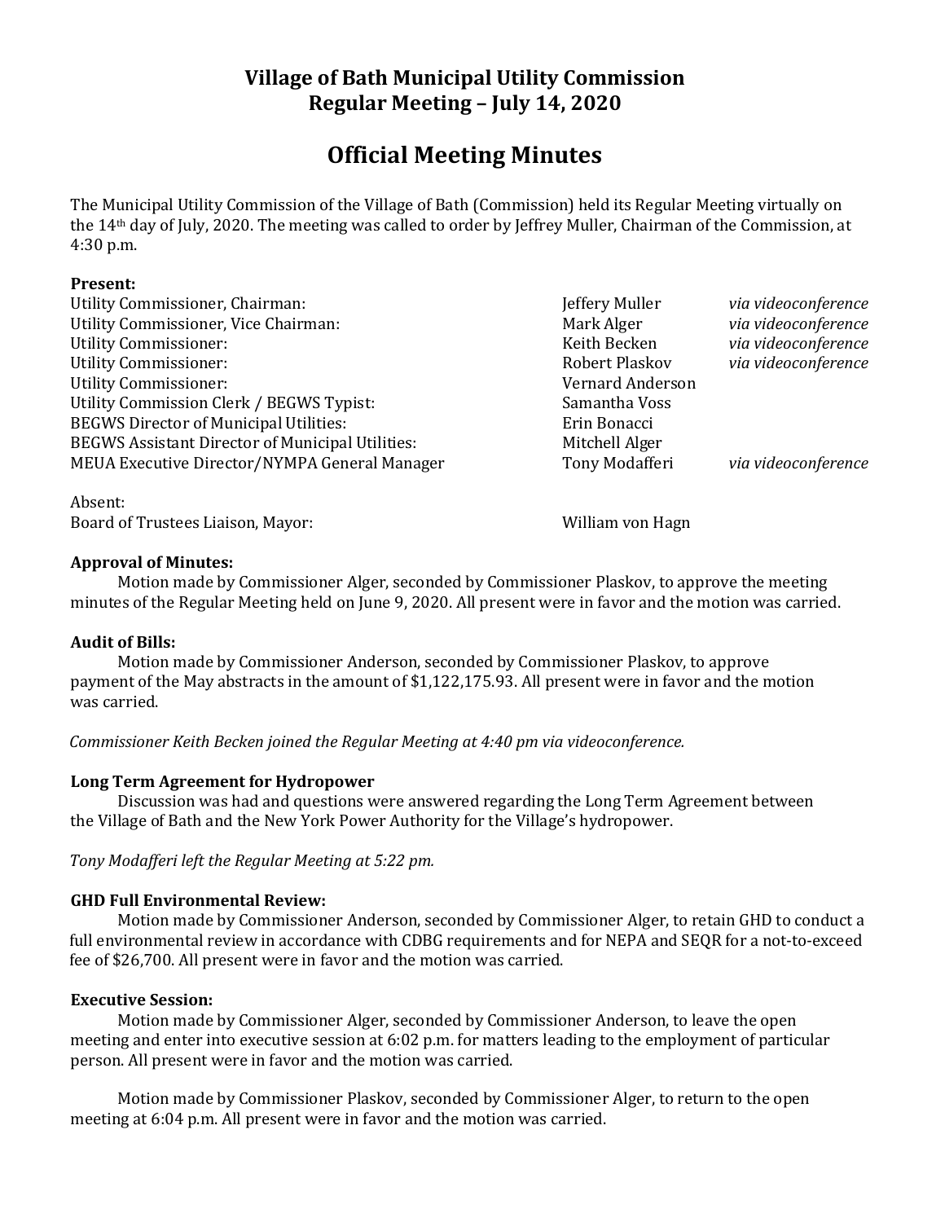# Village of Bath Municipal Utility Commission
# Regular Meeting – July 14, 2020

## Official Meeting Minutes

The Municipal Utility Commission of the Village of Bath (Commission) held its Regular Meeting virtually on the 14th day of July, 2020. The meeting was called to order by Jeffrey Muller, Chairman of the Commission, at 4:30 p.m.

**Present:**

| | | |
|---|---|---|
| Utility Commissioner, Chairman: | Jeffery Muller | *via videoconference* |
| Utility Commissioner, Vice Chairman: | Mark Alger | *via videoconference* |
| Utility Commissioner: | Keith Becken | *via videoconference* |
| Utility Commissioner: | Robert Plaskov | *via videoconference* |
| Utility Commissioner: | Vernard Anderson | |
| Utility Commission Clerk / BEGWS Typist: | Samantha Voss | |
| BEGWS Director of Municipal Utilities: | Erin Bonacci | |
| BEGWS Assistant Director of Municipal Utilities: | Mitchell Alger | |
| MEUA Executive Director/NYMPA General Manager | Tony Modafferi | *via videoconference* |

Absent:

| | |
|---|---|
| Board of Trustees Liaison, Mayor: | William von Hagn |

**Approval of Minutes:**

Motion made by Commissioner Alger, seconded by Commissioner Plaskov, to approve the meeting minutes of the Regular Meeting held on June 9, 2020. All present were in favor and the motion was carried.

**Audit of Bills:**

Motion made by Commissioner Anderson, seconded by Commissioner Plaskov, to approve payment of the May abstracts in the amount of $1,122,175.93. All present were in favor and the motion was carried.

*Commissioner Keith Becken joined the Regular Meeting at 4:40 pm via videoconference.*

**Long Term Agreement for Hydropower**

Discussion was had and questions were answered regarding the Long Term Agreement between the Village of Bath and the New York Power Authority for the Village's hydropower.

*Tony Modafferi left the Regular Meeting at 5:22 pm.*

**GHD Full Environmental Review:**

Motion made by Commissioner Anderson, seconded by Commissioner Alger, to retain GHD to conduct a full environmental review in accordance with CDBG requirements and for NEPA and SEQR for a not-to-exceed fee of $26,700. All present were in favor and the motion was carried.

**Executive Session:**

Motion made by Commissioner Alger, seconded by Commissioner Anderson, to leave the open meeting and enter into executive session at 6:02 p.m. for matters leading to the employment of particular person. All present were in favor and the motion was carried.

Motion made by Commissioner Plaskov, seconded by Commissioner Alger, to return to the open meeting at 6:04 p.m. All present were in favor and the motion was carried.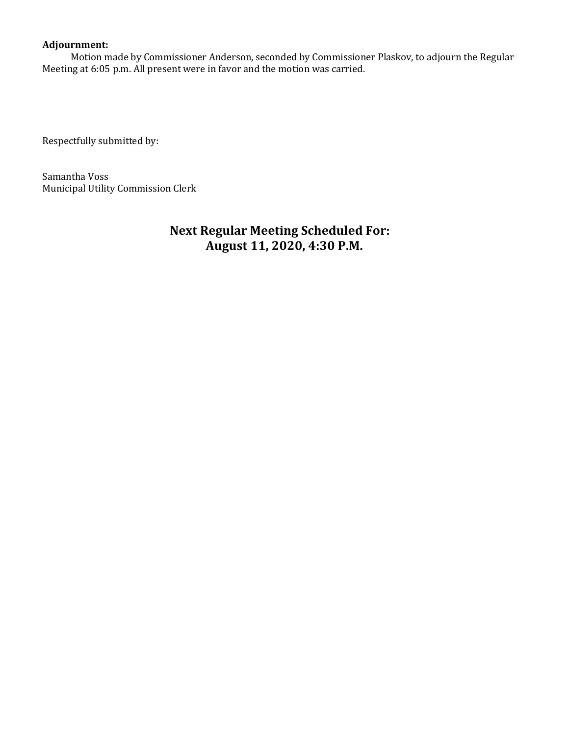**Adjournment:**

Motion made by Commissioner Anderson, seconded by Commissioner Plaskov, to adjourn the Regular Meeting at 6:05 p.m. All present were in favor and the motion was carried.

Respectfully submitted by:

Samantha Voss
Municipal Utility Commission Clerk

**Next Regular Meeting Scheduled For:**
**August 11, 2020, 4:30 P.M.**